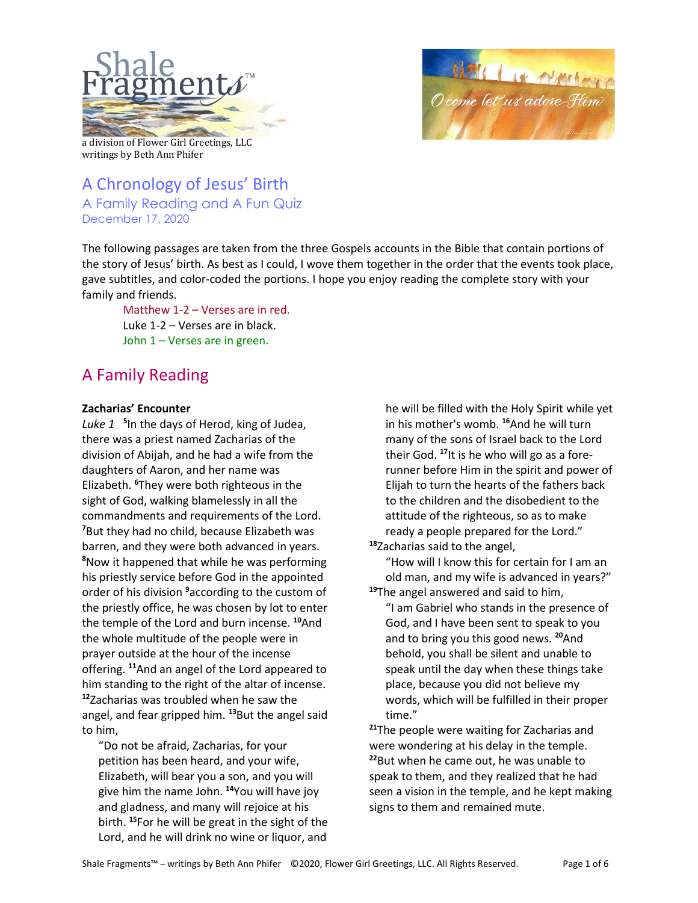Shale Fragments™

a division of Flower Girl Greetings, LLC
writings by Beth Ann Phifer

O come let us adore Him

# A Chronology of Jesus' Birth

## A Family Reading and A Fun Quiz

December 17, 2020

The following passages are taken from the three Gospels accounts in the Bible that contain portions of the story of Jesus' birth. As best as I could, I wove them together in the order that the events took place, gave subtitles, and color-coded the portions. I hope you enjoy reading the complete story with your family and friends.

> Matthew 1-2 – Verses are in red.
> Luke 1-2 – Verses are in black.
> John 1 – Verses are in green.

## A Family Reading

**Zacharias' Encounter**

*Luke 1* [5]In the days of Herod, king of Judea, there was a priest named Zacharias of the division of Abijah, and he had a wife from the daughters of Aaron, and her name was Elizabeth. [6]They were both righteous in the sight of God, walking blamelessly in all the commandments and requirements of the Lord. [7]But they had no child, because Elizabeth was barren, and they were both advanced in years. [8]Now it happened that while he was performing his priestly service before God in the appointed order of his division [9]according to the custom of the priestly office, he was chosen by lot to enter the temple of the Lord and burn incense. [10]And the whole multitude of the people were in prayer outside at the hour of the incense offering. [11]And an angel of the Lord appeared to him standing to the right of the altar of incense. [12]Zacharias was troubled when he saw the angel, and fear gripped him. [13]But the angel said to him,

> "Do not be afraid, Zacharias, for your petition has been heard, and your wife, Elizabeth, will bear you a son, and you will give him the name John. [14]You will have joy and gladness, and many will rejoice at his birth. [15]For he will be great in the sight of the Lord, and he will drink no wine or liquor, and he will be filled with the Holy Spirit while yet in his mother's womb. [16]And he will turn many of the sons of Israel back to the Lord their God. [17]It is he who will go as a forerunner before Him in the spirit and power of Elijah to turn the hearts of the fathers back to the children and the disobedient to the attitude of the righteous, so as to make ready a people prepared for the Lord."

[18]Zacharias said to the angel,

> "How will I know this for certain for I am an old man, and my wife is advanced in years?"

[19]The angel answered and said to him,

> "I am Gabriel who stands in the presence of God, and I have been sent to speak to you and to bring you this good news. [20]And behold, you shall be silent and unable to speak until the day when these things take place, because you did not believe my words, which will be fulfilled in their proper time."

[21]The people were waiting for Zacharias and were wondering at his delay in the temple. [22]But when he came out, he was unable to speak to them, and they realized that he had seen a vision in the temple, and he kept making signs to them and remained mute.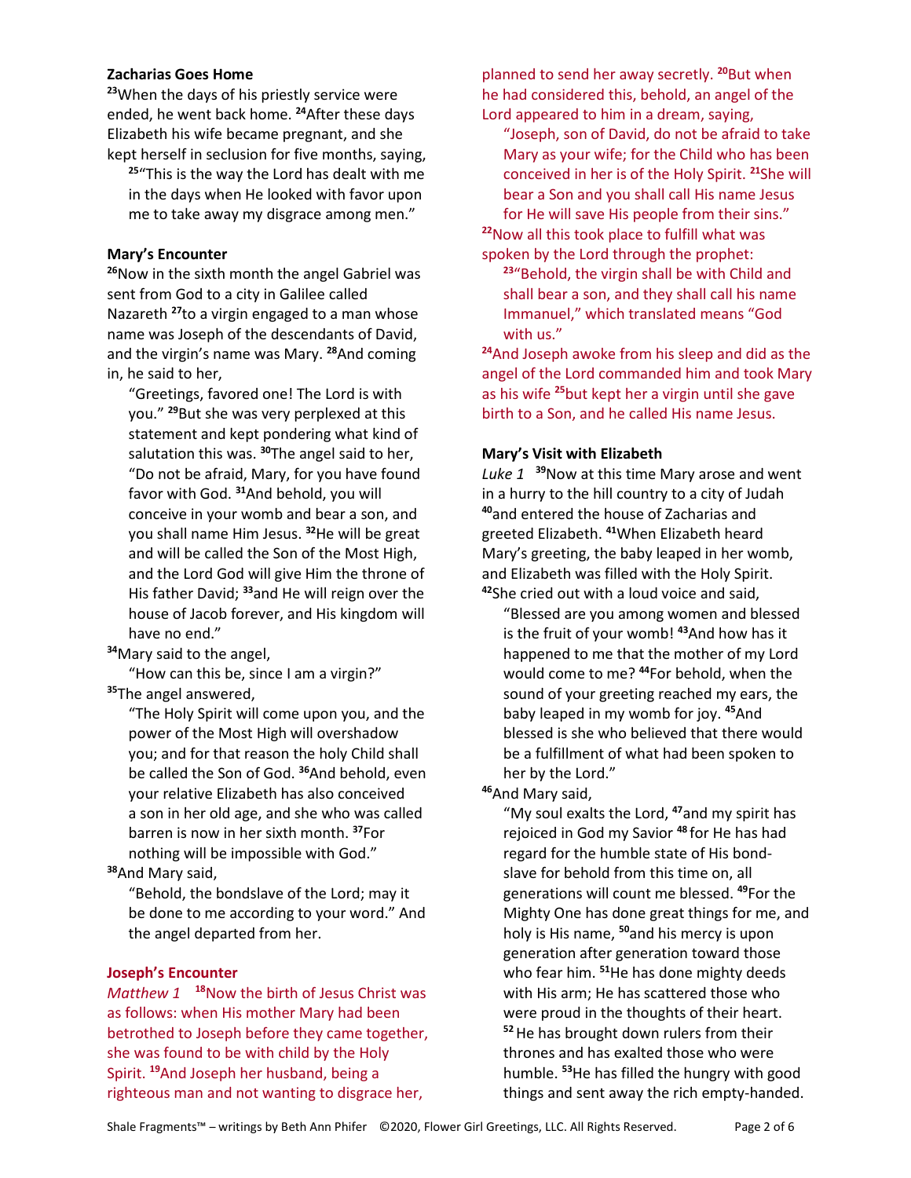**Zacharias Goes Home**

[23]When the days of his priestly service were ended, he went back home. [24]After these days Elizabeth his wife became pregnant, and she kept herself in seclusion for five months, saying,

> [25]"This is the way the Lord has dealt with me in the days when He looked with favor upon me to take away my disgrace among men."

**Mary's Encounter**

[26]Now in the sixth month the angel Gabriel was sent from God to a city in Galilee called Nazareth [27]to a virgin engaged to a man whose name was Joseph of the descendants of David, and the virgin's name was Mary. [28]And coming in, he said to her,

> "Greetings, favored one! The Lord is with you." [29]But she was very perplexed at this statement and kept pondering what kind of salutation this was. [30]The angel said to her, "Do not be afraid, Mary, for you have found favor with God. [31]And behold, you will conceive in your womb and bear a son, and you shall name Him Jesus. [32]He will be great and will be called the Son of the Most High, and the Lord God will give Him the throne of His father David; [33]and He will reign over the house of Jacob forever, and His kingdom will have no end."

[34]Mary said to the angel,

> "How can this be, since I am a virgin?"

[35]The angel answered,

> "The Holy Spirit will come upon you, and the power of the Most High will overshadow you; and for that reason the holy Child shall be called the Son of God. [36]And behold, even your relative Elizabeth has also conceived a son in her old age, and she who was called barren is now in her sixth month. [37]For nothing will be impossible with God."

[38]And Mary said,

> "Behold, the bondslave of the Lord; may it be done to me according to your word." And the angel departed from her.

**Joseph's Encounter**

*Matthew 1* [18]Now the birth of Jesus Christ was as follows: when His mother Mary had been betrothed to Joseph before they came together, she was found to be with child by the Holy Spirit. [19]And Joseph her husband, being a righteous man and not wanting to disgrace her, planned to send her away secretly. [20]But when he had considered this, behold, an angel of the Lord appeared to him in a dream, saying,

> "Joseph, son of David, do not be afraid to take Mary as your wife; for the Child who has been conceived in her is of the Holy Spirit. [21]She will bear a Son and you shall call His name Jesus for He will save His people from their sins."

[22]Now all this took place to fulfill what was spoken by the Lord through the prophet:

> [23]"Behold, the virgin shall be with Child and shall bear a son, and they shall call his name Immanuel," which translated means "God with us."

[24]And Joseph awoke from his sleep and did as the angel of the Lord commanded him and took Mary as his wife [25]but kept her a virgin until she gave birth to a Son, and he called His name Jesus.

**Mary's Visit with Elizabeth**

*Luke 1* [39]Now at this time Mary arose and went in a hurry to the hill country to a city of Judah [40]and entered the house of Zacharias and greeted Elizabeth. [41]When Elizabeth heard Mary's greeting, the baby leaped in her womb, and Elizabeth was filled with the Holy Spirit. [42]She cried out with a loud voice and said,

> "Blessed are you among women and blessed is the fruit of your womb! [43]And how has it happened to me that the mother of my Lord would come to me? [44]For behold, when the sound of your greeting reached my ears, the baby leaped in my womb for joy. [45]And blessed is she who believed that there would be a fulfillment of what had been spoken to her by the Lord."

[46]And Mary said,

> "My soul exalts the Lord, [47]and my spirit has rejoiced in God my Savior [48]for He has had regard for the humble state of His bond-slave for behold from this time on, all generations will count me blessed. [49]For the Mighty One has done great things for me, and holy is His name, [50]and his mercy is upon generation after generation toward those who fear him. [51]He has done mighty deeds with His arm; He has scattered those who were proud in the thoughts of their heart. [52]He has brought down rulers from their thrones and has exalted those who were humble. [53]He has filled the hungry with good things and sent away the rich empty-handed.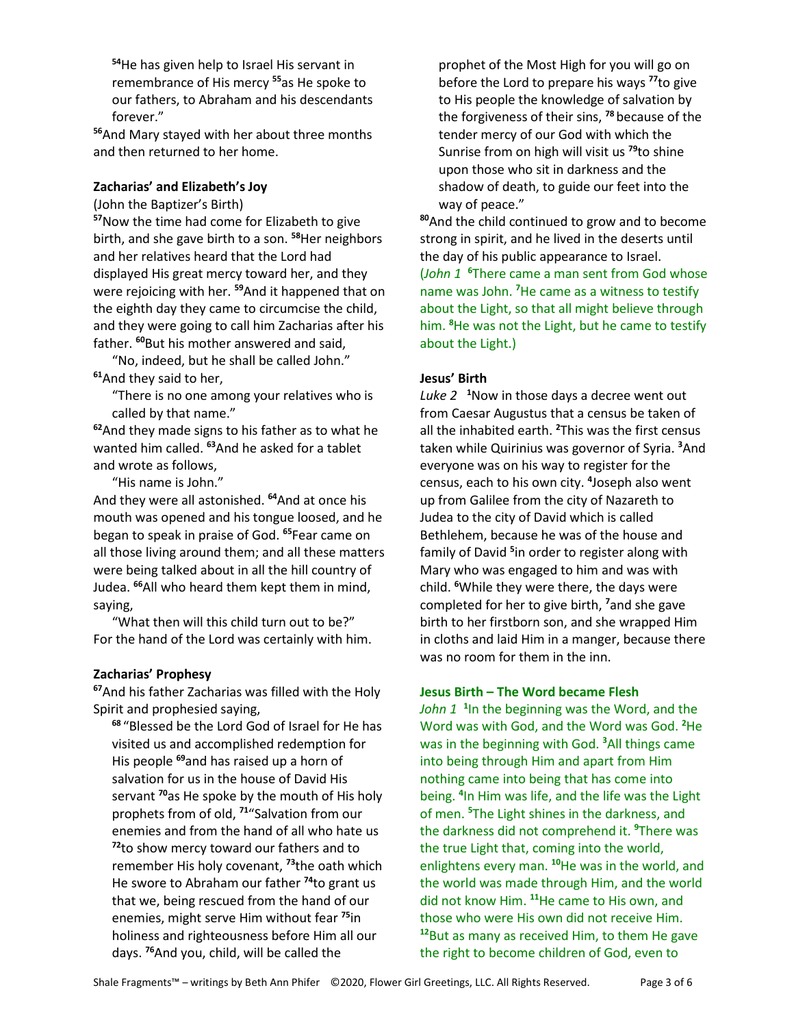[54]He has given help to Israel His servant in remembrance of His mercy [55]as He spoke to our fathers, to Abraham and his descendants forever."

[56]And Mary stayed with her about three months and then returned to her home.

**Zacharias' and Elizabeth's Joy**

(John the Baptizer's Birth)

[57]Now the time had come for Elizabeth to give birth, and she gave birth to a son. [58]Her neighbors and her relatives heard that the Lord had displayed His great mercy toward her, and they were rejoicing with her. [59]And it happened that on the eighth day they came to circumcise the child, and they were going to call him Zacharias after his father. [60]But his mother answered and said,

"No, indeed, but he shall be called John."

[61]And they said to her,

"There is no one among your relatives who is called by that name."

[62]And they made signs to his father as to what he wanted him called. [63]And he asked for a tablet and wrote as follows,

"His name is John."

And they were all astonished. [64]And at once his mouth was opened and his tongue loosed, and he began to speak in praise of God. [65]Fear came on all those living around them; and all these matters were being talked about in all the hill country of Judea. [66]All who heard them kept them in mind, saying,

"What then will this child turn out to be?"

For the hand of the Lord was certainly with him.

**Zacharias' Prophesy**

[67]And his father Zacharias was filled with the Holy Spirit and prophesied saying,

[68] "Blessed be the Lord God of Israel for He has visited us and accomplished redemption for His people [69]and has raised up a horn of salvation for us in the house of David His servant [70]as He spoke by the mouth of His holy prophets from of old, [71]"Salvation from our enemies and from the hand of all who hate us [72]to show mercy toward our fathers and to remember His holy covenant, [73]the oath which He swore to Abraham our father [74]to grant us that we, being rescued from the hand of our enemies, might serve Him without fear [75]in holiness and righteousness before Him all our days. [76]And you, child, will be called the prophet of the Most High for you will go on before the Lord to prepare his ways [77]to give to His people the knowledge of salvation by the forgiveness of their sins, [78] because of the tender mercy of our God with which the Sunrise from on high will visit us [79]to shine upon those who sit in darkness and the shadow of death, to guide our feet into the way of peace."

[80]And the child continued to grow and to become strong in spirit, and he lived in the deserts until the day of his public appearance to Israel.

(*John 1* [6]There came a man sent from God whose name was John. [7]He came as a witness to testify about the Light, so that all might believe through him. [8]He was not the Light, but he came to testify about the Light.)

**Jesus' Birth**

*Luke 2* [1]Now in those days a decree went out from Caesar Augustus that a census be taken of all the inhabited earth. [2]This was the first census taken while Quirinius was governor of Syria. [3]And everyone was on his way to register for the census, each to his own city. [4]Joseph also went up from Galilee from the city of Nazareth to Judea to the city of David which is called Bethlehem, because he was of the house and family of David [5]in order to register along with Mary who was engaged to him and was with child. [6]While they were there, the days were completed for her to give birth, [7]and she gave birth to her firstborn son, and she wrapped Him in cloths and laid Him in a manger, because there was no room for them in the inn.

**Jesus Birth – The Word became Flesh**

*John 1* [1]In the beginning was the Word, and the Word was with God, and the Word was God. [2]He was in the beginning with God. [3]All things came into being through Him and apart from Him nothing came into being that has come into being. [4]In Him was life, and the life was the Light of men. [5]The Light shines in the darkness, and the darkness did not comprehend it. [9]There was the true Light that, coming into the world, enlightens every man. [10]He was in the world, and the world was made through Him, and the world did not know Him. [11]He came to His own, and those who were His own did not receive Him. [12]But as many as received Him, to them He gave the right to become children of God, even to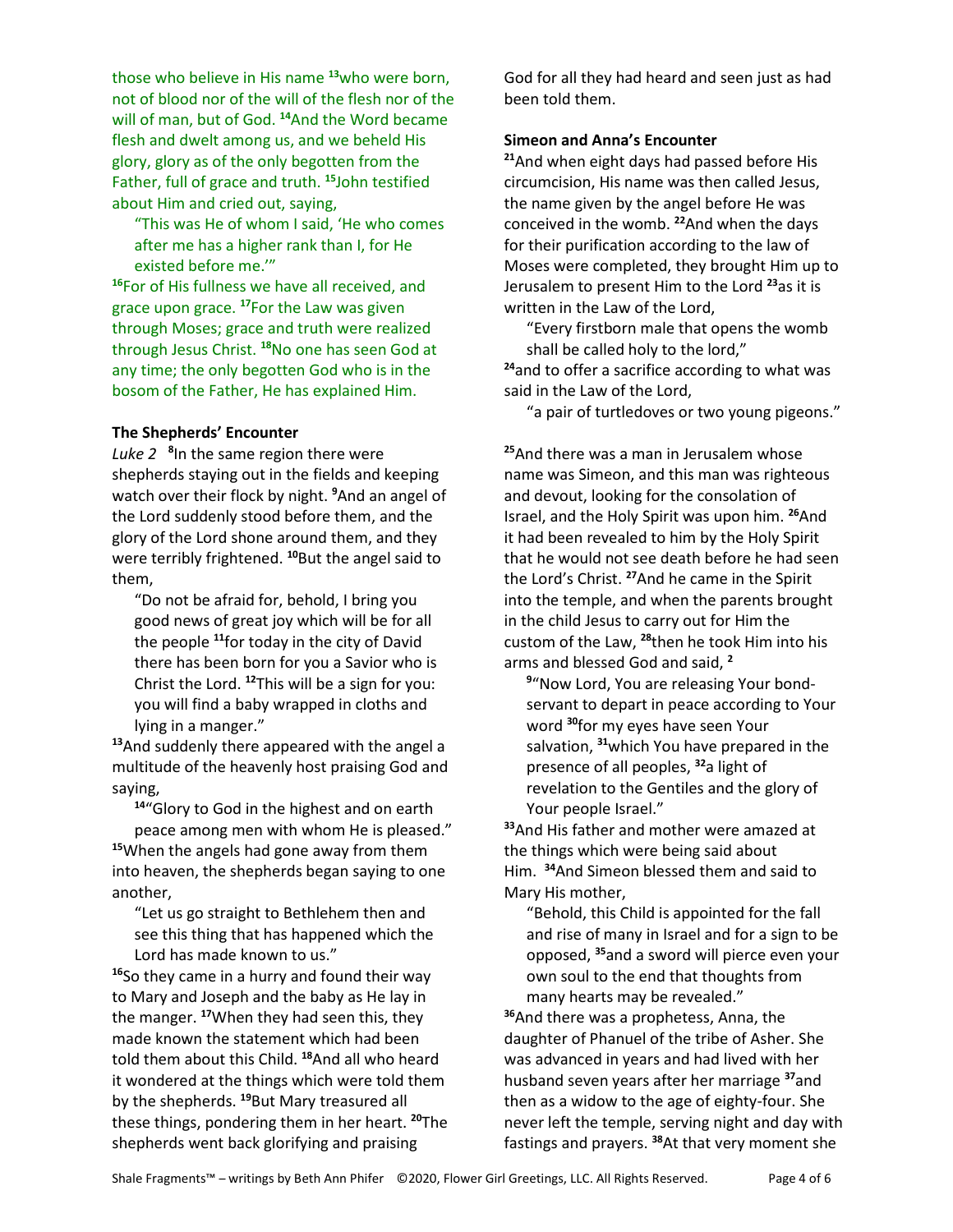those who believe in His name [13]who were born, not of blood nor of the will of the flesh nor of the will of man, but of God. [14]And the Word became flesh and dwelt among us, and we beheld His glory, glory as of the only begotten from the Father, full of grace and truth. [15]John testified about Him and cried out, saying,

> "This was He of whom I said, 'He who comes after me has a higher rank than I, for He existed before me.'"

[16]For of His fullness we have all received, and grace upon grace. [17]For the Law was given through Moses; grace and truth were realized through Jesus Christ. [18]No one has seen God at any time; the only begotten God who is in the bosom of the Father, He has explained Him.

**The Shepherds' Encounter**

*Luke 2* [8]In the same region there were shepherds staying out in the fields and keeping watch over their flock by night. [9]And an angel of the Lord suddenly stood before them, and the glory of the Lord shone around them, and they were terribly frightened. [10]But the angel said to them,

> "Do not be afraid for, behold, I bring you good news of great joy which will be for all the people [11]for today in the city of David there has been born for you a Savior who is Christ the Lord. [12]This will be a sign for you: you will find a baby wrapped in cloths and lying in a manger."

[13]And suddenly there appeared with the angel a multitude of the heavenly host praising God and saying,

> [14]"Glory to God in the highest and on earth peace among men with whom He is pleased."

[15]When the angels had gone away from them into heaven, the shepherds began saying to one another,

> "Let us go straight to Bethlehem then and see this thing that has happened which the Lord has made known to us."

[16]So they came in a hurry and found their way to Mary and Joseph and the baby as He lay in the manger. [17]When they had seen this, they made known the statement which had been told them about this Child. [18]And all who heard it wondered at the things which were told them by the shepherds. [19]But Mary treasured all these things, pondering them in her heart. [20]The shepherds went back glorifying and praising God for all they had heard and seen just as had been told them.

**Simeon and Anna's Encounter**

[21]And when eight days had passed before His circumcision, His name was then called Jesus, the name given by the angel before He was conceived in the womb. [22]And when the days for their purification according to the law of Moses were completed, they brought Him up to Jerusalem to present Him to the Lord [23]as it is written in the Law of the Lord,

> "Every firstborn male that opens the womb shall be called holy to the lord,"

[24]and to offer a sacrifice according to what was said in the Law of the Lord,

> "a pair of turtledoves or two young pigeons."

[25]And there was a man in Jerusalem whose name was Simeon, and this man was righteous and devout, looking for the consolation of Israel, and the Holy Spirit was upon him. [26]And it had been revealed to him by the Holy Spirit that he would not see death before he had seen the Lord's Christ. [27]And he came in the Spirit into the temple, and when the parents brought in the child Jesus to carry out for Him the custom of the Law, [28]then he took Him into his arms and blessed God and said,

> [29]"Now Lord, You are releasing Your bond-servant to depart in peace according to Your word [30]for my eyes have seen Your salvation, [31]which You have prepared in the presence of all peoples, [32]a light of revelation to the Gentiles and the glory of Your people Israel."

[33]And His father and mother were amazed at the things which were being said about Him. [34]And Simeon blessed them and said to Mary His mother,

> "Behold, this Child is appointed for the fall and rise of many in Israel and for a sign to be opposed, [35]and a sword will pierce even your own soul to the end that thoughts from many hearts may be revealed."

[36]And there was a prophetess, Anna, the daughter of Phanuel of the tribe of Asher. She was advanced in years and had lived with her husband seven years after her marriage [37]and then as a widow to the age of eighty-four. She never left the temple, serving night and day with fastings and prayers. [38]At that very moment she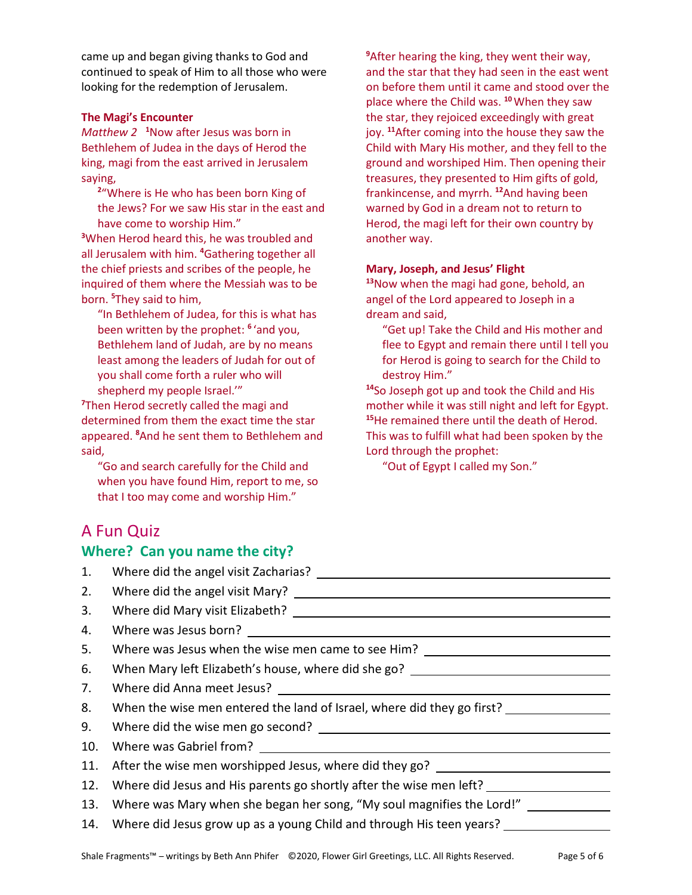came up and began giving thanks to God and continued to speak of Him to all those who were looking for the redemption of Jerusalem.

**The Magi's Encounter**

*Matthew 2* [1]Now after Jesus was born in Bethlehem of Judea in the days of Herod the king, magi from the east arrived in Jerusalem saying,

> [2]"Where is He who has been born King of the Jews? For we saw His star in the east and have come to worship Him."

[3]When Herod heard this, he was troubled and all Jerusalem with him. [4]Gathering together all the chief priests and scribes of the people, he inquired of them where the Messiah was to be born. [5]They said to him,

> "In Bethlehem of Judea, for this is what has been written by the prophet: [6]'and you, Bethlehem land of Judah, are by no means least among the leaders of Judah for out of you shall come forth a ruler who will shepherd my people Israel.'"

[7]Then Herod secretly called the magi and determined from them the exact time the star appeared. [8]And he sent them to Bethlehem and said,

> "Go and search carefully for the Child and when you have found Him, report to me, so that I too may come and worship Him."

[9]After hearing the king, they went their way, and the star that they had seen in the east went on before them until it came and stood over the place where the Child was. [10]When they saw the star, they rejoiced exceedingly with great joy. [11]After coming into the house they saw the Child with Mary His mother, and they fell to the ground and worshiped Him. Then opening their treasures, they presented to Him gifts of gold, frankincense, and myrrh. [12]And having been warned by God in a dream not to return to Herod, the magi left for their own country by another way.

**Mary, Joseph, and Jesus' Flight**

[13]Now when the magi had gone, behold, an angel of the Lord appeared to Joseph in a dream and said,

> "Get up! Take the Child and His mother and flee to Egypt and remain there until I tell you for Herod is going to search for the Child to destroy Him."

[14]So Joseph got up and took the Child and His mother while it was still night and left for Egypt. [15]He remained there until the death of Herod. This was to fulfill what had been spoken by the Lord through the prophet:

> "Out of Egypt I called my Son."

# A Fun Quiz

## Where? Can you name the city?

1. Where did the angel visit Zacharias? ____________
2. Where did the angel visit Mary? ____________
3. Where did Mary visit Elizabeth? ____________
4. Where was Jesus born? ____________
5. Where was Jesus when the wise men came to see Him? ____________
6. When Mary left Elizabeth's house, where did she go? ____________
7. Where did Anna meet Jesus? ____________
8. When the wise men entered the land of Israel, where did they go first? ____________
9. Where did the wise men go second? ____________
10. Where was Gabriel from? ____________
11. After the wise men worshipped Jesus, where did they go? ____________
12. Where did Jesus and His parents go shortly after the wise men left? ____________
13. Where was Mary when she began her song, "My soul magnifies the Lord!" ____________
14. Where did Jesus grow up as a young Child and through His teen years? ____________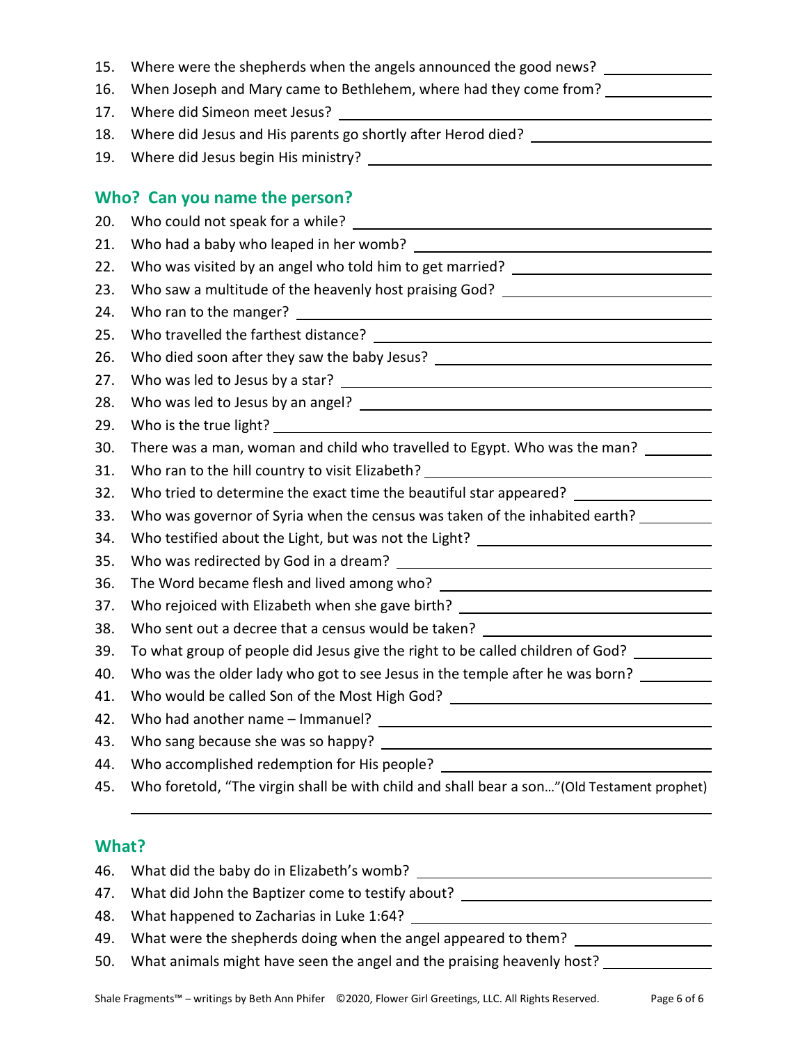15. Where were the shepherds when the angels announced the good news? \_\_\_\_\_\_\_\_\_\_\_\_
16. When Joseph and Mary came to Bethlehem, where had they come from? \_\_\_\_\_\_\_\_\_\_\_\_
17. Where did Simeon meet Jesus? \_\_\_\_\_\_\_\_\_\_\_\_
18. Where did Jesus and His parents go shortly after Herod died? \_\_\_\_\_\_\_\_\_\_\_\_
19. Where did Jesus begin His ministry? \_\_\_\_\_\_\_\_\_\_\_\_

## Who? Can you name the person?

20. Who could not speak for a while? \_\_\_\_\_\_\_\_\_\_\_\_
21. Who had a baby who leaped in her womb? \_\_\_\_\_\_\_\_\_\_\_\_
22. Who was visited by an angel who told him to get married? \_\_\_\_\_\_\_\_\_\_\_\_
23. Who saw a multitude of the heavenly host praising God? \_\_\_\_\_\_\_\_\_\_\_\_
24. Who ran to the manger? \_\_\_\_\_\_\_\_\_\_\_\_
25. Who travelled the farthest distance? \_\_\_\_\_\_\_\_\_\_\_\_
26. Who died soon after they saw the baby Jesus? \_\_\_\_\_\_\_\_\_\_\_\_
27. Who was led to Jesus by a star? \_\_\_\_\_\_\_\_\_\_\_\_
28. Who was led to Jesus by an angel? \_\_\_\_\_\_\_\_\_\_\_\_
29. Who is the true light? \_\_\_\_\_\_\_\_\_\_\_\_
30. There was a man, woman and child who travelled to Egypt. Who was the man? \_\_\_\_\_\_\_\_\_\_\_\_
31. Who ran to the hill country to visit Elizabeth? \_\_\_\_\_\_\_\_\_\_\_\_
32. Who tried to determine the exact time the beautiful star appeared? \_\_\_\_\_\_\_\_\_\_\_\_
33. Who was governor of Syria when the census was taken of the inhabited earth? \_\_\_\_\_\_\_\_\_\_\_\_
34. Who testified about the Light, but was not the Light? \_\_\_\_\_\_\_\_\_\_\_\_
35. Who was redirected by God in a dream? \_\_\_\_\_\_\_\_\_\_\_\_
36. The Word became flesh and lived among who? \_\_\_\_\_\_\_\_\_\_\_\_
37. Who rejoiced with Elizabeth when she gave birth? \_\_\_\_\_\_\_\_\_\_\_\_
38. Who sent out a decree that a census would be taken? \_\_\_\_\_\_\_\_\_\_\_\_
39. To what group of people did Jesus give the right to be called children of God? \_\_\_\_\_\_\_\_\_\_\_\_
40. Who was the older lady who got to see Jesus in the temple after he was born? \_\_\_\_\_\_\_\_\_\_\_\_
41. Who would be called Son of the Most High God? \_\_\_\_\_\_\_\_\_\_\_\_
42. Who had another name – Immanuel? \_\_\_\_\_\_\_\_\_\_\_\_
43. Who sang because she was so happy? \_\_\_\_\_\_\_\_\_\_\_\_
44. Who accomplished redemption for His people? \_\_\_\_\_\_\_\_\_\_\_\_
45. Who foretold, "The virgin shall be with child and shall bear a son…"(Old Testament prophet) \_\_\_\_\_\_\_\_\_\_\_\_

## What?

46. What did the baby do in Elizabeth's womb? \_\_\_\_\_\_\_\_\_\_\_\_
47. What did John the Baptizer come to testify about? \_\_\_\_\_\_\_\_\_\_\_\_
48. What happened to Zacharias in Luke 1:64? \_\_\_\_\_\_\_\_\_\_\_\_
49. What were the shepherds doing when the angel appeared to them? \_\_\_\_\_\_\_\_\_\_\_\_
50. What animals might have seen the angel and the praising heavenly host? \_\_\_\_\_\_\_\_\_\_\_\_

Shale Fragments™ – writings by Beth Ann Phifer ©2020, Flower Girl Greetings, LLC. All Rights Reserved.